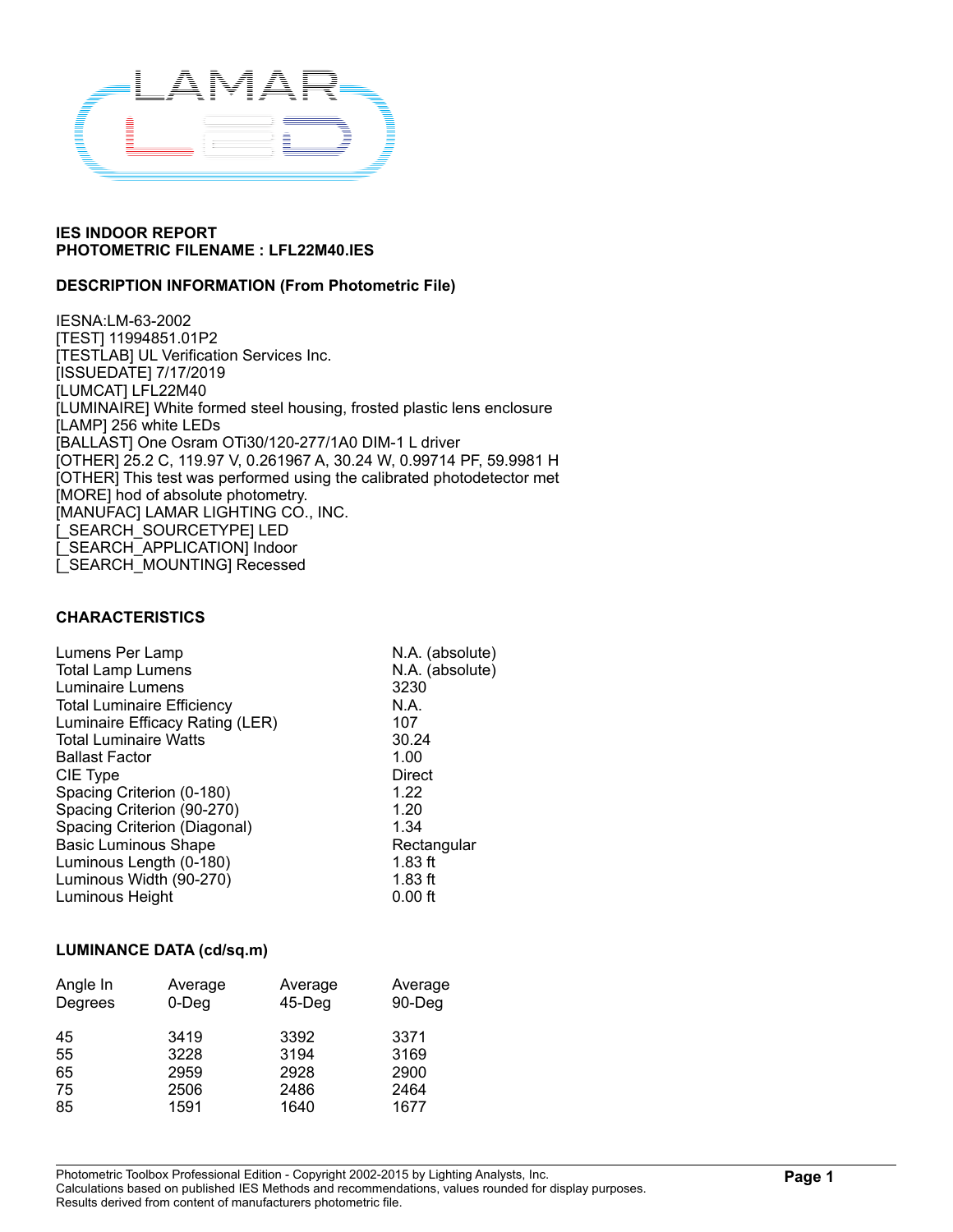## IES INDOOR REPORT
## PHOTOMETRIC FILENAME : LFL22M40.IES

### DESCRIPTION INFORMATION (From Photometric File)

IESNA:LM-63-2002
[TEST] 11994851.01P2
[TESTLAB] UL Verification Services Inc.
[ISSUEDATE] 7/17/2019
[LUMCAT] LFL22M40
[LUMINAIRE] White formed steel housing, frosted plastic lens enclosure
[LAMP] 256 white LEDs
[BALLAST] One Osram OTi30/120-277/1A0 DIM-1 L driver
[OTHER] 25.2 C, 119.97 V, 0.261967 A, 30.24 W, 0.99714 PF, 59.9981 H
[OTHER] This test was performed using the calibrated photodetector met
[MORE] hod of absolute photometry.
[MANUFAC] LAMAR LIGHTING CO., INC.
[_SEARCH_SOURCETYPE] LED
[_SEARCH_APPLICATION] Indoor
[_SEARCH_MOUNTING] Recessed

### CHARACTERISTICS

| | |
|---|---|
| Lumens Per Lamp | N.A. (absolute) |
| Total Lamp Lumens | N.A. (absolute) |
| Luminaire Lumens | 3230 |
| Total Luminaire Efficiency | N.A. |
| Luminaire Efficacy Rating (LER) | 107 |
| Total Luminaire Watts | 30.24 |
| Ballast Factor | 1.00 |
| CIE Type | Direct |
| Spacing Criterion (0-180) | 1.22 |
| Spacing Criterion (90-270) | 1.20 |
| Spacing Criterion (Diagonal) | 1.34 |
| Basic Luminous Shape | Rectangular |
| Luminous Length (0-180) | 1.83 ft |
| Luminous Width (90-270) | 1.83 ft |
| Luminous Height | 0.00 ft |

### LUMINANCE DATA (cd/sq.m)

| Angle In Degrees | Average 0-Deg | Average 45-Deg | Average 90-Deg |
|---|---|---|---|
| 45 | 3419 | 3392 | 3371 |
| 55 | 3228 | 3194 | 3169 |
| 65 | 2959 | 2928 | 2900 |
| 75 | 2506 | 2486 | 2464 |
| 85 | 1591 | 1640 | 1677 |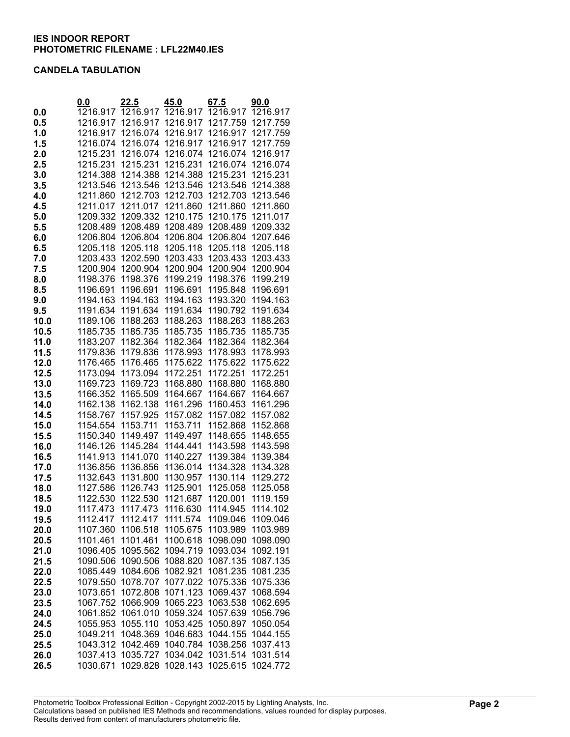**IES INDOOR REPORT**
**PHOTOMETRIC FILENAME : LFL22M40.IES**

**CANDELA TABULATION**

| | 0.0 | 22.5 | 45.0 | 67.5 | 90.0 |
|---|---|---|---|---|---|
| **0.0** | 1216.917 | 1216.917 | 1216.917 | 1216.917 | 1216.917 |
| **0.5** | 1216.917 | 1216.917 | 1216.917 | 1217.759 | 1217.759 |
| **1.0** | 1216.917 | 1216.074 | 1216.917 | 1216.917 | 1217.759 |
| **1.5** | 1216.074 | 1216.074 | 1216.917 | 1216.917 | 1217.759 |
| **2.0** | 1215.231 | 1216.074 | 1216.074 | 1216.074 | 1216.917 |
| **2.5** | 1215.231 | 1215.231 | 1215.231 | 1216.074 | 1216.074 |
| **3.0** | 1214.388 | 1214.388 | 1214.388 | 1215.231 | 1215.231 |
| **3.5** | 1213.546 | 1213.546 | 1213.546 | 1213.546 | 1214.388 |
| **4.0** | 1211.860 | 1212.703 | 1212.703 | 1212.703 | 1213.546 |
| **4.5** | 1211.017 | 1211.017 | 1211.860 | 1211.860 | 1211.860 |
| **5.0** | 1209.332 | 1209.332 | 1210.175 | 1210.175 | 1211.017 |
| **5.5** | 1208.489 | 1208.489 | 1208.489 | 1208.489 | 1209.332 |
| **6.0** | 1206.804 | 1206.804 | 1206.804 | 1206.804 | 1207.646 |
| **6.5** | 1205.118 | 1205.118 | 1205.118 | 1205.118 | 1205.118 |
| **7.0** | 1203.433 | 1202.590 | 1203.433 | 1203.433 | 1203.433 |
| **7.5** | 1200.904 | 1200.904 | 1200.904 | 1200.904 | 1200.904 |
| **8.0** | 1198.376 | 1198.376 | 1199.219 | 1198.376 | 1199.219 |
| **8.5** | 1196.691 | 1196.691 | 1196.691 | 1195.848 | 1196.691 |
| **9.0** | 1194.163 | 1194.163 | 1194.163 | 1193.320 | 1194.163 |
| **9.5** | 1191.634 | 1191.634 | 1191.634 | 1190.792 | 1191.634 |
| **10.0** | 1189.106 | 1188.263 | 1188.263 | 1188.263 | 1188.263 |
| **10.5** | 1185.735 | 1185.735 | 1185.735 | 1185.735 | 1185.735 |
| **11.0** | 1183.207 | 1182.364 | 1182.364 | 1182.364 | 1182.364 |
| **11.5** | 1179.836 | 1179.836 | 1178.993 | 1178.993 | 1178.993 |
| **12.0** | 1176.465 | 1176.465 | 1175.622 | 1175.622 | 1175.622 |
| **12.5** | 1173.094 | 1173.094 | 1172.251 | 1172.251 | 1172.251 |
| **13.0** | 1169.723 | 1169.723 | 1168.880 | 1168.880 | 1168.880 |
| **13.5** | 1166.352 | 1165.509 | 1164.667 | 1164.667 | 1164.667 |
| **14.0** | 1162.138 | 1162.138 | 1161.296 | 1160.453 | 1161.296 |
| **14.5** | 1158.767 | 1157.925 | 1157.082 | 1157.082 | 1157.082 |
| **15.0** | 1154.554 | 1153.711 | 1153.711 | 1152.868 | 1152.868 |
| **15.5** | 1150.340 | 1149.497 | 1149.497 | 1148.655 | 1148.655 |
| **16.0** | 1146.126 | 1145.284 | 1144.441 | 1143.598 | 1143.598 |
| **16.5** | 1141.913 | 1141.070 | 1140.227 | 1139.384 | 1139.384 |
| **17.0** | 1136.856 | 1136.856 | 1136.014 | 1134.328 | 1134.328 |
| **17.5** | 1132.643 | 1131.800 | 1130.957 | 1130.114 | 1129.272 |
| **18.0** | 1127.586 | 1126.743 | 1125.901 | 1125.058 | 1125.058 |
| **18.5** | 1122.530 | 1122.530 | 1121.687 | 1120.001 | 1119.159 |
| **19.0** | 1117.473 | 1117.473 | 1116.630 | 1114.945 | 1114.102 |
| **19.5** | 1112.417 | 1112.417 | 1111.574 | 1109.046 | 1109.046 |
| **20.0** | 1107.360 | 1106.518 | 1105.675 | 1103.989 | 1103.989 |
| **20.5** | 1101.461 | 1101.461 | 1100.618 | 1098.090 | 1098.090 |
| **21.0** | 1096.405 | 1095.562 | 1094.719 | 1093.034 | 1092.191 |
| **21.5** | 1090.506 | 1090.506 | 1088.820 | 1087.135 | 1087.135 |
| **22.0** | 1085.449 | 1084.606 | 1082.921 | 1081.235 | 1081.235 |
| **22.5** | 1079.550 | 1078.707 | 1077.022 | 1075.336 | 1075.336 |
| **23.0** | 1073.651 | 1072.808 | 1071.123 | 1069.437 | 1068.594 |
| **23.5** | 1067.752 | 1066.909 | 1065.223 | 1063.538 | 1062.695 |
| **24.0** | 1061.852 | 1061.010 | 1059.324 | 1057.639 | 1056.796 |
| **24.5** | 1055.953 | 1055.110 | 1053.425 | 1050.897 | 1050.054 |
| **25.0** | 1049.211 | 1048.369 | 1046.683 | 1044.155 | 1044.155 |
| **25.5** | 1043.312 | 1042.469 | 1040.784 | 1038.256 | 1037.413 |
| **26.0** | 1037.413 | 1035.727 | 1034.042 | 1031.514 | 1031.514 |
| **26.5** | 1030.671 | 1029.828 | 1028.143 | 1025.615 | 1024.772 |

Photometric Toolbox Professional Edition - Copyright 2002-2015 by Lighting Analysts, Inc.
Calculations based on published IES Methods and recommendations, values rounded for display purposes.
Results derived from content of manufacturers photometric file.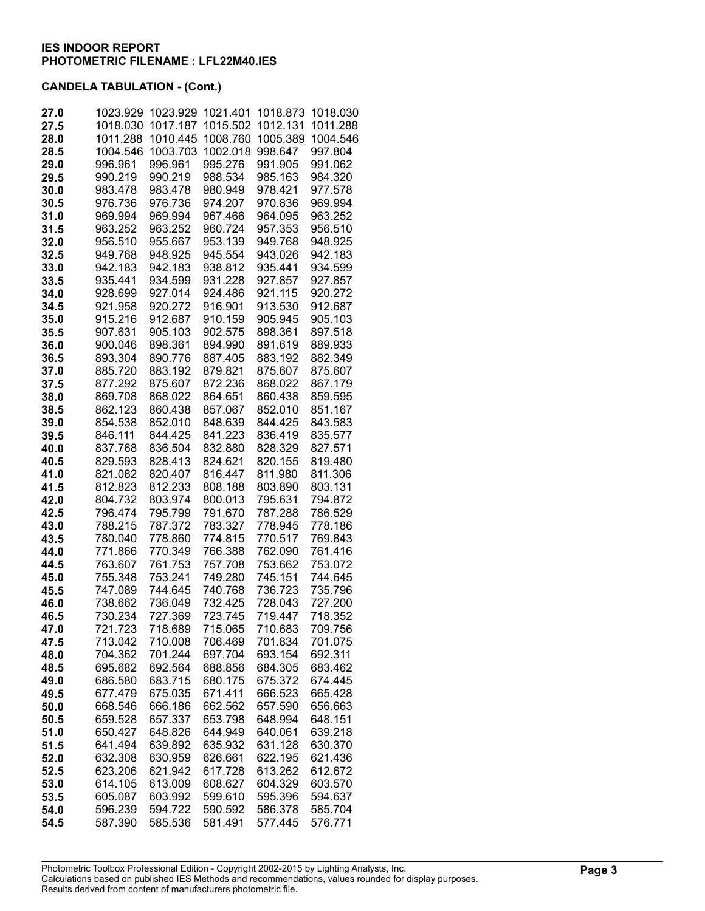**IES INDOOR REPORT**
**PHOTOMETRIC FILENAME : LFL22M40.IES**

**CANDELA TABULATION - (Cont.)**

| | | | | | |
|---|---|---|---|---|---|
| **27.0** | 1023.929 | 1023.929 | 1021.401 | 1018.873 | 1018.030 |
| **27.5** | 1018.030 | 1017.187 | 1015.502 | 1012.131 | 1011.288 |
| **28.0** | 1011.288 | 1010.445 | 1008.760 | 1005.389 | 1004.546 |
| **28.5** | 1004.546 | 1003.703 | 1002.018 | 998.647 | 997.804 |
| **29.0** | 996.961 | 996.961 | 995.276 | 991.905 | 991.062 |
| **29.5** | 990.219 | 990.219 | 988.534 | 985.163 | 984.320 |
| **30.0** | 983.478 | 983.478 | 980.949 | 978.421 | 977.578 |
| **30.5** | 976.736 | 976.736 | 974.207 | 970.836 | 969.994 |
| **31.0** | 969.994 | 969.994 | 967.466 | 964.095 | 963.252 |
| **31.5** | 963.252 | 963.252 | 960.724 | 957.353 | 956.510 |
| **32.0** | 956.510 | 955.667 | 953.139 | 949.768 | 948.925 |
| **32.5** | 949.768 | 948.925 | 945.554 | 943.026 | 942.183 |
| **33.0** | 942.183 | 942.183 | 938.812 | 935.441 | 934.599 |
| **33.5** | 935.441 | 934.599 | 931.228 | 927.857 | 927.857 |
| **34.0** | 928.699 | 927.014 | 924.486 | 921.115 | 920.272 |
| **34.5** | 921.958 | 920.272 | 916.901 | 913.530 | 912.687 |
| **35.0** | 915.216 | 912.687 | 910.159 | 905.945 | 905.103 |
| **35.5** | 907.631 | 905.103 | 902.575 | 898.361 | 897.518 |
| **36.0** | 900.046 | 898.361 | 894.990 | 891.619 | 889.933 |
| **36.5** | 893.304 | 890.776 | 887.405 | 883.192 | 882.349 |
| **37.0** | 885.720 | 883.192 | 879.821 | 875.607 | 875.607 |
| **37.5** | 877.292 | 875.607 | 872.236 | 868.022 | 867.179 |
| **38.0** | 869.708 | 868.022 | 864.651 | 860.438 | 859.595 |
| **38.5** | 862.123 | 860.438 | 857.067 | 852.010 | 851.167 |
| **39.0** | 854.538 | 852.010 | 848.639 | 844.425 | 843.583 |
| **39.5** | 846.111 | 844.425 | 841.223 | 836.419 | 835.577 |
| **40.0** | 837.768 | 836.504 | 832.880 | 828.329 | 827.571 |
| **40.5** | 829.593 | 828.413 | 824.621 | 820.155 | 819.480 |
| **41.0** | 821.082 | 820.407 | 816.447 | 811.980 | 811.306 |
| **41.5** | 812.823 | 812.233 | 808.188 | 803.890 | 803.131 |
| **42.0** | 804.732 | 803.974 | 800.013 | 795.631 | 794.872 |
| **42.5** | 796.474 | 795.799 | 791.670 | 787.288 | 786.529 |
| **43.0** | 788.215 | 787.372 | 783.327 | 778.945 | 778.186 |
| **43.5** | 780.040 | 778.860 | 774.815 | 770.517 | 769.843 |
| **44.0** | 771.866 | 770.349 | 766.388 | 762.090 | 761.416 |
| **44.5** | 763.607 | 761.753 | 757.708 | 753.662 | 753.072 |
| **45.0** | 755.348 | 753.241 | 749.280 | 745.151 | 744.645 |
| **45.5** | 747.089 | 744.645 | 740.768 | 736.723 | 735.796 |
| **46.0** | 738.662 | 736.049 | 732.425 | 728.043 | 727.200 |
| **46.5** | 730.234 | 727.369 | 723.745 | 719.447 | 718.352 |
| **47.0** | 721.723 | 718.689 | 715.065 | 710.683 | 709.756 |
| **47.5** | 713.042 | 710.008 | 706.469 | 701.834 | 701.075 |
| **48.0** | 704.362 | 701.244 | 697.704 | 693.154 | 692.311 |
| **48.5** | 695.682 | 692.564 | 688.856 | 684.305 | 683.462 |
| **49.0** | 686.580 | 683.715 | 680.175 | 675.372 | 674.445 |
| **49.5** | 677.479 | 675.035 | 671.411 | 666.523 | 665.428 |
| **50.0** | 668.546 | 666.186 | 662.562 | 657.590 | 656.663 |
| **50.5** | 659.528 | 657.337 | 653.798 | 648.994 | 648.151 |
| **51.0** | 650.427 | 648.826 | 644.949 | 640.061 | 639.218 |
| **51.5** | 641.494 | 639.892 | 635.932 | 631.128 | 630.370 |
| **52.0** | 632.308 | 630.959 | 626.661 | 622.195 | 621.436 |
| **52.5** | 623.206 | 621.942 | 617.728 | 613.262 | 612.672 |
| **53.0** | 614.105 | 613.009 | 608.627 | 604.329 | 603.570 |
| **53.5** | 605.087 | 603.992 | 599.610 | 595.396 | 594.637 |
| **54.0** | 596.239 | 594.722 | 590.592 | 586.378 | 585.704 |
| **54.5** | 587.390 | 585.536 | 581.491 | 577.445 | 576.771 |

Photometric Toolbox Professional Edition - Copyright 2002-2015 by Lighting Analysts, Inc.
Calculations based on published IES Methods and recommendations, values rounded for display purposes.
Results derived from content of manufacturers photometric file.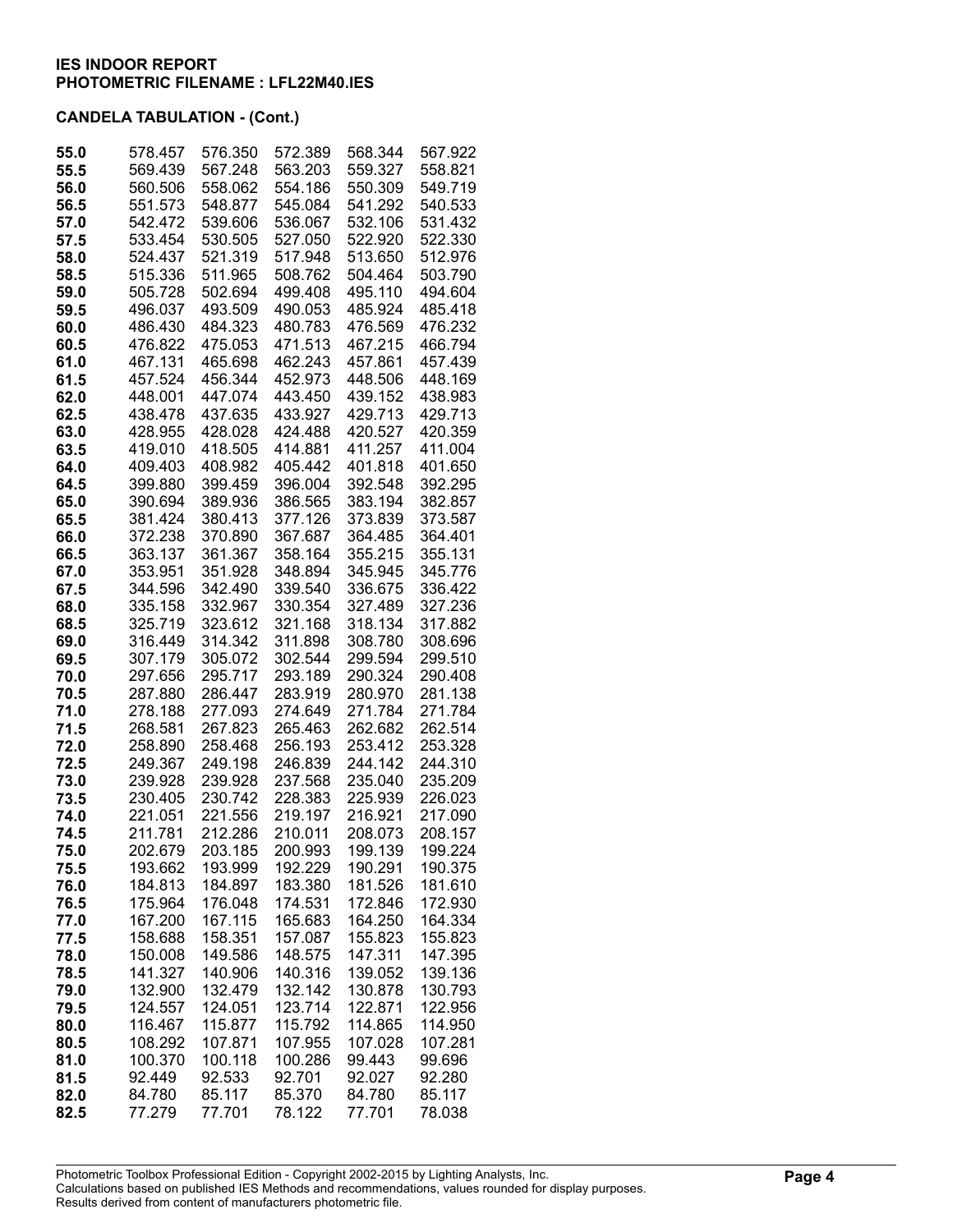**IES INDOOR REPORT**
**PHOTOMETRIC FILENAME : LFL22M40.IES**

**CANDELA TABULATION - (Cont.)**

| | | | | | |
|---|---|---|---|---|---|
| **55.0** | 578.457 | 576.350 | 572.389 | 568.344 | 567.922 |
| **55.5** | 569.439 | 567.248 | 563.203 | 559.327 | 558.821 |
| **56.0** | 560.506 | 558.062 | 554.186 | 550.309 | 549.719 |
| **56.5** | 551.573 | 548.877 | 545.084 | 541.292 | 540.533 |
| **57.0** | 542.472 | 539.606 | 536.067 | 532.106 | 531.432 |
| **57.5** | 533.454 | 530.505 | 527.050 | 522.920 | 522.330 |
| **58.0** | 524.437 | 521.319 | 517.948 | 513.650 | 512.976 |
| **58.5** | 515.336 | 511.965 | 508.762 | 504.464 | 503.790 |
| **59.0** | 505.728 | 502.694 | 499.408 | 495.110 | 494.604 |
| **59.5** | 496.037 | 493.509 | 490.053 | 485.924 | 485.418 |
| **60.0** | 486.430 | 484.323 | 480.783 | 476.569 | 476.232 |
| **60.5** | 476.822 | 475.053 | 471.513 | 467.215 | 466.794 |
| **61.0** | 467.131 | 465.698 | 462.243 | 457.861 | 457.439 |
| **61.5** | 457.524 | 456.344 | 452.973 | 448.506 | 448.169 |
| **62.0** | 448.001 | 447.074 | 443.450 | 439.152 | 438.983 |
| **62.5** | 438.478 | 437.635 | 433.927 | 429.713 | 429.713 |
| **63.0** | 428.955 | 428.028 | 424.488 | 420.527 | 420.359 |
| **63.5** | 419.010 | 418.505 | 414.881 | 411.257 | 411.004 |
| **64.0** | 409.403 | 408.982 | 405.442 | 401.818 | 401.650 |
| **64.5** | 399.880 | 399.459 | 396.004 | 392.548 | 392.295 |
| **65.0** | 390.694 | 389.936 | 386.565 | 383.194 | 382.857 |
| **65.5** | 381.424 | 380.413 | 377.126 | 373.839 | 373.587 |
| **66.0** | 372.238 | 370.890 | 367.687 | 364.485 | 364.401 |
| **66.5** | 363.137 | 361.367 | 358.164 | 355.215 | 355.131 |
| **67.0** | 353.951 | 351.928 | 348.894 | 345.945 | 345.776 |
| **67.5** | 344.596 | 342.490 | 339.540 | 336.675 | 336.422 |
| **68.0** | 335.158 | 332.967 | 330.354 | 327.489 | 327.236 |
| **68.5** | 325.719 | 323.612 | 321.168 | 318.134 | 317.882 |
| **69.0** | 316.449 | 314.342 | 311.898 | 308.780 | 308.696 |
| **69.5** | 307.179 | 305.072 | 302.544 | 299.594 | 299.510 |
| **70.0** | 297.656 | 295.717 | 293.189 | 290.324 | 290.408 |
| **70.5** | 287.880 | 286.447 | 283.919 | 280.970 | 281.138 |
| **71.0** | 278.188 | 277.093 | 274.649 | 271.784 | 271.784 |
| **71.5** | 268.581 | 267.823 | 265.463 | 262.682 | 262.514 |
| **72.0** | 258.890 | 258.468 | 256.193 | 253.412 | 253.328 |
| **72.5** | 249.367 | 249.198 | 246.839 | 244.142 | 244.310 |
| **73.0** | 239.928 | 239.928 | 237.568 | 235.040 | 235.209 |
| **73.5** | 230.405 | 230.742 | 228.383 | 225.939 | 226.023 |
| **74.0** | 221.051 | 221.556 | 219.197 | 216.921 | 217.090 |
| **74.5** | 211.781 | 212.286 | 210.011 | 208.073 | 208.157 |
| **75.0** | 202.679 | 203.185 | 200.993 | 199.139 | 199.224 |
| **75.5** | 193.662 | 193.999 | 192.229 | 190.291 | 190.375 |
| **76.0** | 184.813 | 184.897 | 183.380 | 181.526 | 181.610 |
| **76.5** | 175.964 | 176.048 | 174.531 | 172.846 | 172.930 |
| **77.0** | 167.200 | 167.115 | 165.683 | 164.250 | 164.334 |
| **77.5** | 158.688 | 158.351 | 157.087 | 155.823 | 155.823 |
| **78.0** | 150.008 | 149.586 | 148.575 | 147.311 | 147.395 |
| **78.5** | 141.327 | 140.906 | 140.316 | 139.052 | 139.136 |
| **79.0** | 132.900 | 132.479 | 132.142 | 130.878 | 130.793 |
| **79.5** | 124.557 | 124.051 | 123.714 | 122.871 | 122.956 |
| **80.0** | 116.467 | 115.877 | 115.792 | 114.865 | 114.950 |
| **80.5** | 108.292 | 107.871 | 107.955 | 107.028 | 107.281 |
| **81.0** | 100.370 | 100.118 | 100.286 | 99.443 | 99.696 |
| **81.5** | 92.449 | 92.533 | 92.701 | 92.027 | 92.280 |
| **82.0** | 84.780 | 85.117 | 85.370 | 84.780 | 85.117 |
| **82.5** | 77.279 | 77.701 | 78.122 | 77.701 | 78.038 |

Photometric Toolbox Professional Edition - Copyright 2002-2015 by Lighting Analysts, Inc.
Calculations based on published IES Methods and recommendations, values rounded for display purposes.
Results derived from content of manufacturers photometric file.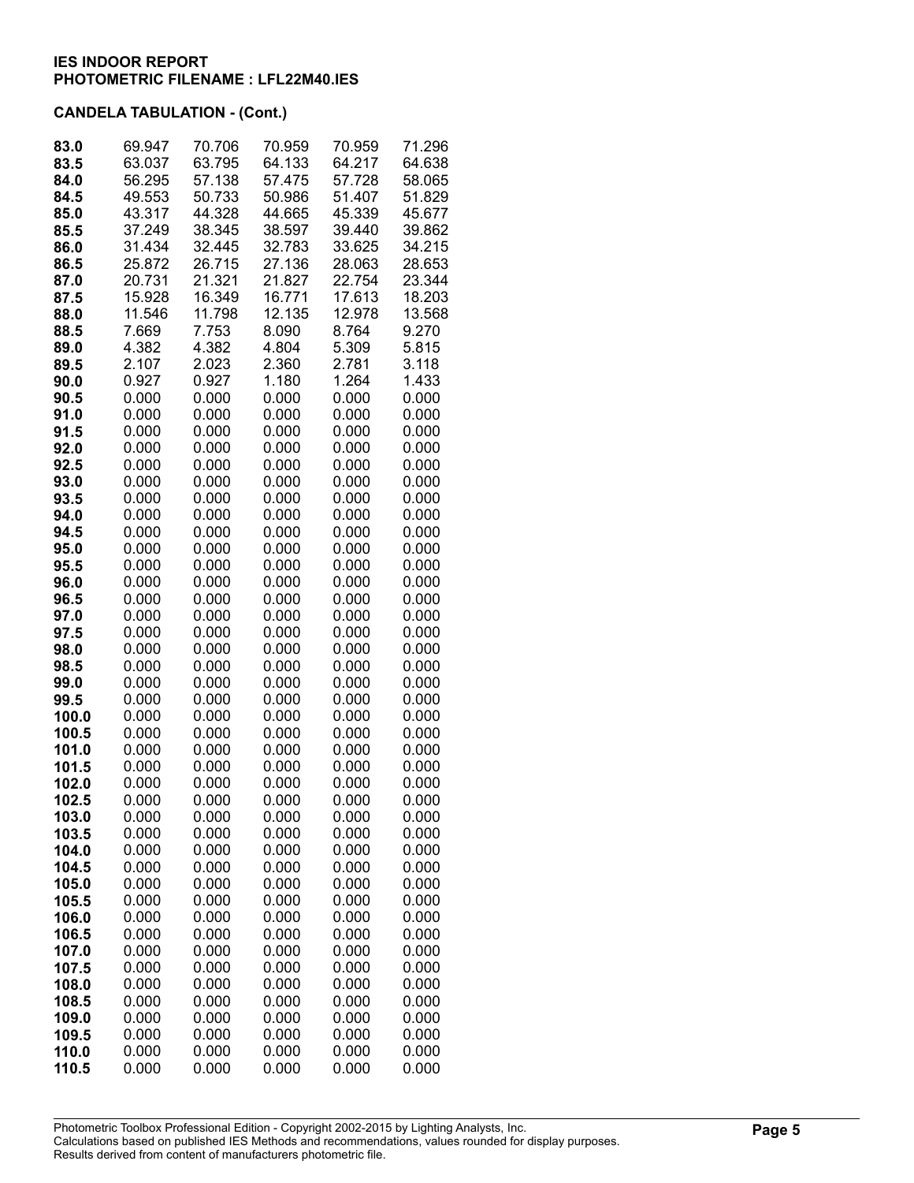**IES INDOOR REPORT**
**PHOTOMETRIC FILENAME : LFL22M40.IES**

**CANDELA TABULATION - (Cont.)**

| | | | | | |
|---|---|---|---|---|---|
| **83.0** | 69.947 | 70.706 | 70.959 | 70.959 | 71.296 |
| **83.5** | 63.037 | 63.795 | 64.133 | 64.217 | 64.638 |
| **84.0** | 56.295 | 57.138 | 57.475 | 57.728 | 58.065 |
| **84.5** | 49.553 | 50.733 | 50.986 | 51.407 | 51.829 |
| **85.0** | 43.317 | 44.328 | 44.665 | 45.339 | 45.677 |
| **85.5** | 37.249 | 38.345 | 38.597 | 39.440 | 39.862 |
| **86.0** | 31.434 | 32.445 | 32.783 | 33.625 | 34.215 |
| **86.5** | 25.872 | 26.715 | 27.136 | 28.063 | 28.653 |
| **87.0** | 20.731 | 21.321 | 21.827 | 22.754 | 23.344 |
| **87.5** | 15.928 | 16.349 | 16.771 | 17.613 | 18.203 |
| **88.0** | 11.546 | 11.798 | 12.135 | 12.978 | 13.568 |
| **88.5** | 7.669 | 7.753 | 8.090 | 8.764 | 9.270 |
| **89.0** | 4.382 | 4.382 | 4.804 | 5.309 | 5.815 |
| **89.5** | 2.107 | 2.023 | 2.360 | 2.781 | 3.118 |
| **90.0** | 0.927 | 0.927 | 1.180 | 1.264 | 1.433 |
| **90.5** | 0.000 | 0.000 | 0.000 | 0.000 | 0.000 |
| **91.0** | 0.000 | 0.000 | 0.000 | 0.000 | 0.000 |
| **91.5** | 0.000 | 0.000 | 0.000 | 0.000 | 0.000 |
| **92.0** | 0.000 | 0.000 | 0.000 | 0.000 | 0.000 |
| **92.5** | 0.000 | 0.000 | 0.000 | 0.000 | 0.000 |
| **93.0** | 0.000 | 0.000 | 0.000 | 0.000 | 0.000 |
| **93.5** | 0.000 | 0.000 | 0.000 | 0.000 | 0.000 |
| **94.0** | 0.000 | 0.000 | 0.000 | 0.000 | 0.000 |
| **94.5** | 0.000 | 0.000 | 0.000 | 0.000 | 0.000 |
| **95.0** | 0.000 | 0.000 | 0.000 | 0.000 | 0.000 |
| **95.5** | 0.000 | 0.000 | 0.000 | 0.000 | 0.000 |
| **96.0** | 0.000 | 0.000 | 0.000 | 0.000 | 0.000 |
| **96.5** | 0.000 | 0.000 | 0.000 | 0.000 | 0.000 |
| **97.0** | 0.000 | 0.000 | 0.000 | 0.000 | 0.000 |
| **97.5** | 0.000 | 0.000 | 0.000 | 0.000 | 0.000 |
| **98.0** | 0.000 | 0.000 | 0.000 | 0.000 | 0.000 |
| **98.5** | 0.000 | 0.000 | 0.000 | 0.000 | 0.000 |
| **99.0** | 0.000 | 0.000 | 0.000 | 0.000 | 0.000 |
| **99.5** | 0.000 | 0.000 | 0.000 | 0.000 | 0.000 |
| **100.0** | 0.000 | 0.000 | 0.000 | 0.000 | 0.000 |
| **100.5** | 0.000 | 0.000 | 0.000 | 0.000 | 0.000 |
| **101.0** | 0.000 | 0.000 | 0.000 | 0.000 | 0.000 |
| **101.5** | 0.000 | 0.000 | 0.000 | 0.000 | 0.000 |
| **102.0** | 0.000 | 0.000 | 0.000 | 0.000 | 0.000 |
| **102.5** | 0.000 | 0.000 | 0.000 | 0.000 | 0.000 |
| **103.0** | 0.000 | 0.000 | 0.000 | 0.000 | 0.000 |
| **103.5** | 0.000 | 0.000 | 0.000 | 0.000 | 0.000 |
| **104.0** | 0.000 | 0.000 | 0.000 | 0.000 | 0.000 |
| **104.5** | 0.000 | 0.000 | 0.000 | 0.000 | 0.000 |
| **105.0** | 0.000 | 0.000 | 0.000 | 0.000 | 0.000 |
| **105.5** | 0.000 | 0.000 | 0.000 | 0.000 | 0.000 |
| **106.0** | 0.000 | 0.000 | 0.000 | 0.000 | 0.000 |
| **106.5** | 0.000 | 0.000 | 0.000 | 0.000 | 0.000 |
| **107.0** | 0.000 | 0.000 | 0.000 | 0.000 | 0.000 |
| **107.5** | 0.000 | 0.000 | 0.000 | 0.000 | 0.000 |
| **108.0** | 0.000 | 0.000 | 0.000 | 0.000 | 0.000 |
| **108.5** | 0.000 | 0.000 | 0.000 | 0.000 | 0.000 |
| **109.0** | 0.000 | 0.000 | 0.000 | 0.000 | 0.000 |
| **109.5** | 0.000 | 0.000 | 0.000 | 0.000 | 0.000 |
| **110.0** | 0.000 | 0.000 | 0.000 | 0.000 | 0.000 |
| **110.5** | 0.000 | 0.000 | 0.000 | 0.000 | 0.000 |

Photometric Toolbox Professional Edition - Copyright 2002-2015 by Lighting Analysts, Inc.
Calculations based on published IES Methods and recommendations, values rounded for display purposes.
Results derived from content of manufacturers photometric file.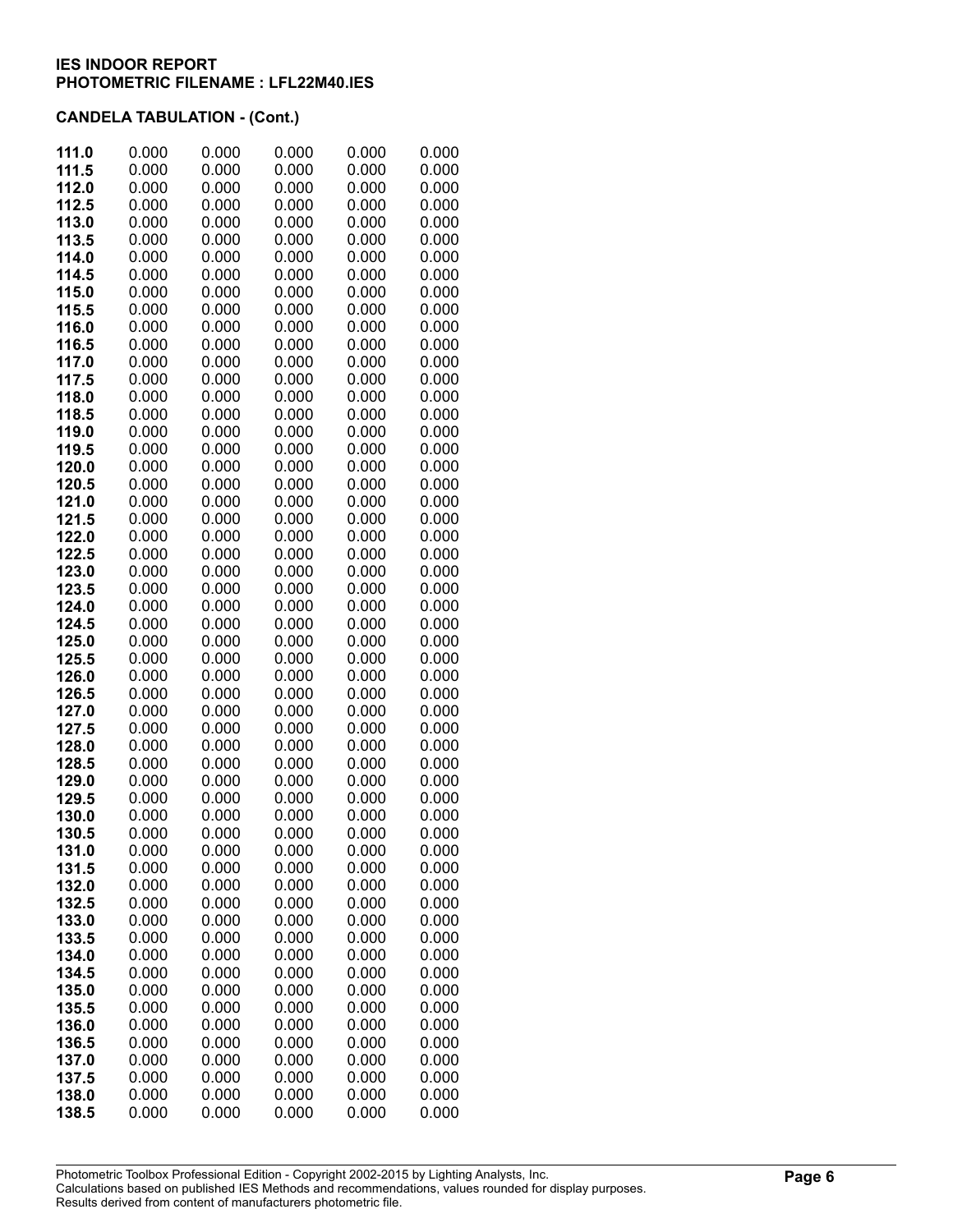**IES INDOOR REPORT**
**PHOTOMETRIC FILENAME : LFL22M40.IES**

**CANDELA TABULATION - (Cont.)**

| | | | | | |
|---|---|---|---|---|---|
| **111.0** | 0.000 | 0.000 | 0.000 | 0.000 | 0.000 |
| **111.5** | 0.000 | 0.000 | 0.000 | 0.000 | 0.000 |
| **112.0** | 0.000 | 0.000 | 0.000 | 0.000 | 0.000 |
| **112.5** | 0.000 | 0.000 | 0.000 | 0.000 | 0.000 |
| **113.0** | 0.000 | 0.000 | 0.000 | 0.000 | 0.000 |
| **113.5** | 0.000 | 0.000 | 0.000 | 0.000 | 0.000 |
| **114.0** | 0.000 | 0.000 | 0.000 | 0.000 | 0.000 |
| **114.5** | 0.000 | 0.000 | 0.000 | 0.000 | 0.000 |
| **115.0** | 0.000 | 0.000 | 0.000 | 0.000 | 0.000 |
| **115.5** | 0.000 | 0.000 | 0.000 | 0.000 | 0.000 |
| **116.0** | 0.000 | 0.000 | 0.000 | 0.000 | 0.000 |
| **116.5** | 0.000 | 0.000 | 0.000 | 0.000 | 0.000 |
| **117.0** | 0.000 | 0.000 | 0.000 | 0.000 | 0.000 |
| **117.5** | 0.000 | 0.000 | 0.000 | 0.000 | 0.000 |
| **118.0** | 0.000 | 0.000 | 0.000 | 0.000 | 0.000 |
| **118.5** | 0.000 | 0.000 | 0.000 | 0.000 | 0.000 |
| **119.0** | 0.000 | 0.000 | 0.000 | 0.000 | 0.000 |
| **119.5** | 0.000 | 0.000 | 0.000 | 0.000 | 0.000 |
| **120.0** | 0.000 | 0.000 | 0.000 | 0.000 | 0.000 |
| **120.5** | 0.000 | 0.000 | 0.000 | 0.000 | 0.000 |
| **121.0** | 0.000 | 0.000 | 0.000 | 0.000 | 0.000 |
| **121.5** | 0.000 | 0.000 | 0.000 | 0.000 | 0.000 |
| **122.0** | 0.000 | 0.000 | 0.000 | 0.000 | 0.000 |
| **122.5** | 0.000 | 0.000 | 0.000 | 0.000 | 0.000 |
| **123.0** | 0.000 | 0.000 | 0.000 | 0.000 | 0.000 |
| **123.5** | 0.000 | 0.000 | 0.000 | 0.000 | 0.000 |
| **124.0** | 0.000 | 0.000 | 0.000 | 0.000 | 0.000 |
| **124.5** | 0.000 | 0.000 | 0.000 | 0.000 | 0.000 |
| **125.0** | 0.000 | 0.000 | 0.000 | 0.000 | 0.000 |
| **125.5** | 0.000 | 0.000 | 0.000 | 0.000 | 0.000 |
| **126.0** | 0.000 | 0.000 | 0.000 | 0.000 | 0.000 |
| **126.5** | 0.000 | 0.000 | 0.000 | 0.000 | 0.000 |
| **127.0** | 0.000 | 0.000 | 0.000 | 0.000 | 0.000 |
| **127.5** | 0.000 | 0.000 | 0.000 | 0.000 | 0.000 |
| **128.0** | 0.000 | 0.000 | 0.000 | 0.000 | 0.000 |
| **128.5** | 0.000 | 0.000 | 0.000 | 0.000 | 0.000 |
| **129.0** | 0.000 | 0.000 | 0.000 | 0.000 | 0.000 |
| **129.5** | 0.000 | 0.000 | 0.000 | 0.000 | 0.000 |
| **130.0** | 0.000 | 0.000 | 0.000 | 0.000 | 0.000 |
| **130.5** | 0.000 | 0.000 | 0.000 | 0.000 | 0.000 |
| **131.0** | 0.000 | 0.000 | 0.000 | 0.000 | 0.000 |
| **131.5** | 0.000 | 0.000 | 0.000 | 0.000 | 0.000 |
| **132.0** | 0.000 | 0.000 | 0.000 | 0.000 | 0.000 |
| **132.5** | 0.000 | 0.000 | 0.000 | 0.000 | 0.000 |
| **133.0** | 0.000 | 0.000 | 0.000 | 0.000 | 0.000 |
| **133.5** | 0.000 | 0.000 | 0.000 | 0.000 | 0.000 |
| **134.0** | 0.000 | 0.000 | 0.000 | 0.000 | 0.000 |
| **134.5** | 0.000 | 0.000 | 0.000 | 0.000 | 0.000 |
| **135.0** | 0.000 | 0.000 | 0.000 | 0.000 | 0.000 |
| **135.5** | 0.000 | 0.000 | 0.000 | 0.000 | 0.000 |
| **136.0** | 0.000 | 0.000 | 0.000 | 0.000 | 0.000 |
| **136.5** | 0.000 | 0.000 | 0.000 | 0.000 | 0.000 |
| **137.0** | 0.000 | 0.000 | 0.000 | 0.000 | 0.000 |
| **137.5** | 0.000 | 0.000 | 0.000 | 0.000 | 0.000 |
| **138.0** | 0.000 | 0.000 | 0.000 | 0.000 | 0.000 |
| **138.5** | 0.000 | 0.000 | 0.000 | 0.000 | 0.000 |

Photometric Toolbox Professional Edition - Copyright 2002-2015 by Lighting Analysts, Inc.
Calculations based on published IES Methods and recommendations, values rounded for display purposes.
Results derived from content of manufacturers photometric file.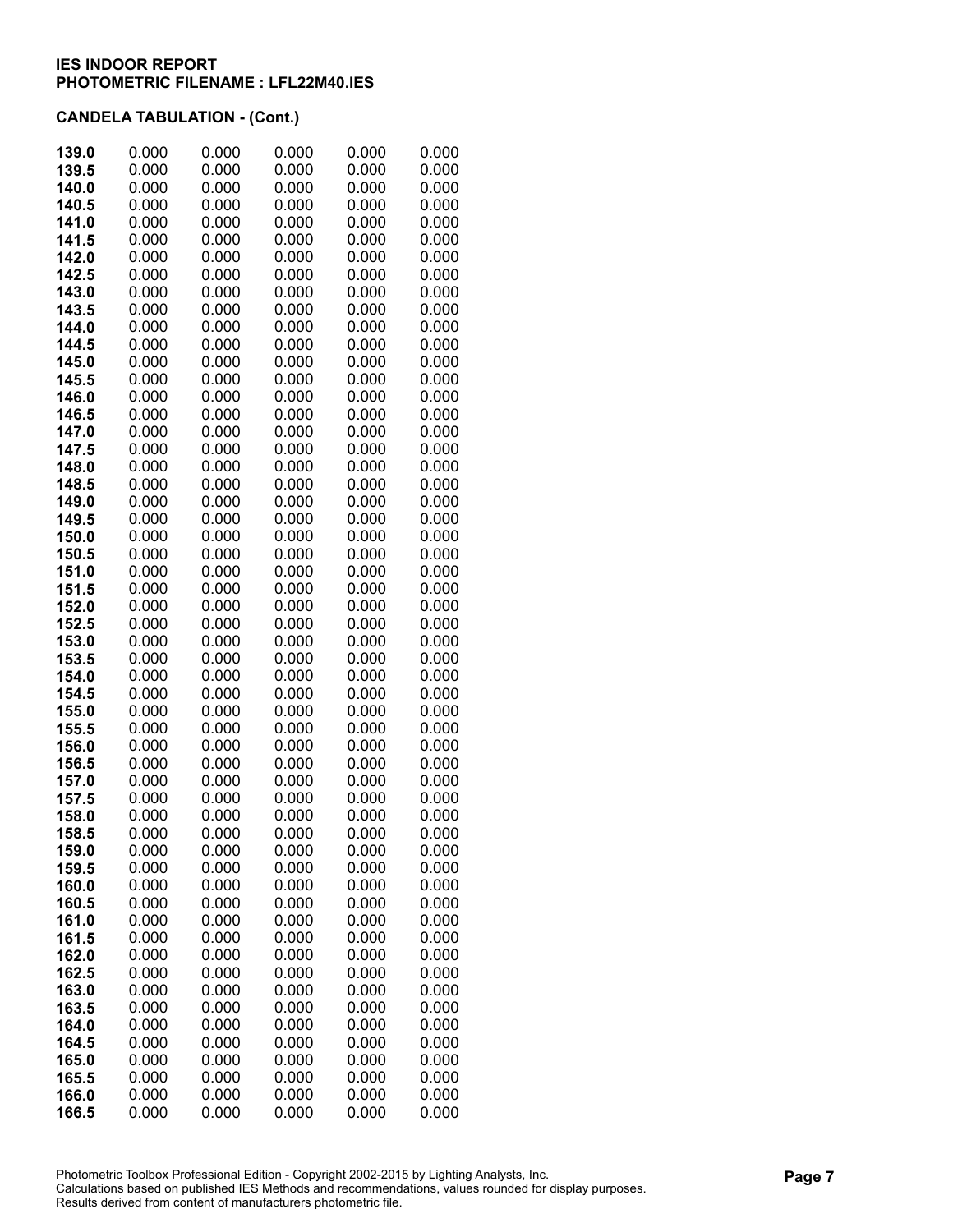## CANDELA TABULATION - (Cont.)

| | | | | | |
|---|---|---|---|---|---|
| **139.0** | 0.000 | 0.000 | 0.000 | 0.000 | 0.000 |
| **139.5** | 0.000 | 0.000 | 0.000 | 0.000 | 0.000 |
| **140.0** | 0.000 | 0.000 | 0.000 | 0.000 | 0.000 |
| **140.5** | 0.000 | 0.000 | 0.000 | 0.000 | 0.000 |
| **141.0** | 0.000 | 0.000 | 0.000 | 0.000 | 0.000 |
| **141.5** | 0.000 | 0.000 | 0.000 | 0.000 | 0.000 |
| **142.0** | 0.000 | 0.000 | 0.000 | 0.000 | 0.000 |
| **142.5** | 0.000 | 0.000 | 0.000 | 0.000 | 0.000 |
| **143.0** | 0.000 | 0.000 | 0.000 | 0.000 | 0.000 |
| **143.5** | 0.000 | 0.000 | 0.000 | 0.000 | 0.000 |
| **144.0** | 0.000 | 0.000 | 0.000 | 0.000 | 0.000 |
| **144.5** | 0.000 | 0.000 | 0.000 | 0.000 | 0.000 |
| **145.0** | 0.000 | 0.000 | 0.000 | 0.000 | 0.000 |
| **145.5** | 0.000 | 0.000 | 0.000 | 0.000 | 0.000 |
| **146.0** | 0.000 | 0.000 | 0.000 | 0.000 | 0.000 |
| **146.5** | 0.000 | 0.000 | 0.000 | 0.000 | 0.000 |
| **147.0** | 0.000 | 0.000 | 0.000 | 0.000 | 0.000 |
| **147.5** | 0.000 | 0.000 | 0.000 | 0.000 | 0.000 |
| **148.0** | 0.000 | 0.000 | 0.000 | 0.000 | 0.000 |
| **148.5** | 0.000 | 0.000 | 0.000 | 0.000 | 0.000 |
| **149.0** | 0.000 | 0.000 | 0.000 | 0.000 | 0.000 |
| **149.5** | 0.000 | 0.000 | 0.000 | 0.000 | 0.000 |
| **150.0** | 0.000 | 0.000 | 0.000 | 0.000 | 0.000 |
| **150.5** | 0.000 | 0.000 | 0.000 | 0.000 | 0.000 |
| **151.0** | 0.000 | 0.000 | 0.000 | 0.000 | 0.000 |
| **151.5** | 0.000 | 0.000 | 0.000 | 0.000 | 0.000 |
| **152.0** | 0.000 | 0.000 | 0.000 | 0.000 | 0.000 |
| **152.5** | 0.000 | 0.000 | 0.000 | 0.000 | 0.000 |
| **153.0** | 0.000 | 0.000 | 0.000 | 0.000 | 0.000 |
| **153.5** | 0.000 | 0.000 | 0.000 | 0.000 | 0.000 |
| **154.0** | 0.000 | 0.000 | 0.000 | 0.000 | 0.000 |
| **154.5** | 0.000 | 0.000 | 0.000 | 0.000 | 0.000 |
| **155.0** | 0.000 | 0.000 | 0.000 | 0.000 | 0.000 |
| **155.5** | 0.000 | 0.000 | 0.000 | 0.000 | 0.000 |
| **156.0** | 0.000 | 0.000 | 0.000 | 0.000 | 0.000 |
| **156.5** | 0.000 | 0.000 | 0.000 | 0.000 | 0.000 |
| **157.0** | 0.000 | 0.000 | 0.000 | 0.000 | 0.000 |
| **157.5** | 0.000 | 0.000 | 0.000 | 0.000 | 0.000 |
| **158.0** | 0.000 | 0.000 | 0.000 | 0.000 | 0.000 |
| **158.5** | 0.000 | 0.000 | 0.000 | 0.000 | 0.000 |
| **159.0** | 0.000 | 0.000 | 0.000 | 0.000 | 0.000 |
| **159.5** | 0.000 | 0.000 | 0.000 | 0.000 | 0.000 |
| **160.0** | 0.000 | 0.000 | 0.000 | 0.000 | 0.000 |
| **160.5** | 0.000 | 0.000 | 0.000 | 0.000 | 0.000 |
| **161.0** | 0.000 | 0.000 | 0.000 | 0.000 | 0.000 |
| **161.5** | 0.000 | 0.000 | 0.000 | 0.000 | 0.000 |
| **162.0** | 0.000 | 0.000 | 0.000 | 0.000 | 0.000 |
| **162.5** | 0.000 | 0.000 | 0.000 | 0.000 | 0.000 |
| **163.0** | 0.000 | 0.000 | 0.000 | 0.000 | 0.000 |
| **163.5** | 0.000 | 0.000 | 0.000 | 0.000 | 0.000 |
| **164.0** | 0.000 | 0.000 | 0.000 | 0.000 | 0.000 |
| **164.5** | 0.000 | 0.000 | 0.000 | 0.000 | 0.000 |
| **165.0** | 0.000 | 0.000 | 0.000 | 0.000 | 0.000 |
| **165.5** | 0.000 | 0.000 | 0.000 | 0.000 | 0.000 |
| **166.0** | 0.000 | 0.000 | 0.000 | 0.000 | 0.000 |
| **166.5** | 0.000 | 0.000 | 0.000 | 0.000 | 0.000 |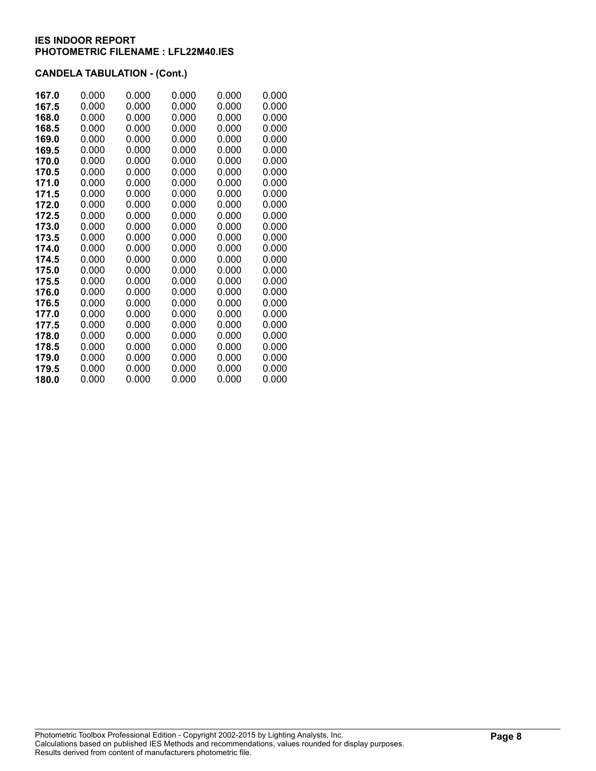**IES INDOOR REPORT**
**PHOTOMETRIC FILENAME : LFL22M40.IES**

**CANDELA TABULATION - (Cont.)**

| | | | | | |
|---|---|---|---|---|---|
| **167.0** | 0.000 | 0.000 | 0.000 | 0.000 | 0.000 |
| **167.5** | 0.000 | 0.000 | 0.000 | 0.000 | 0.000 |
| **168.0** | 0.000 | 0.000 | 0.000 | 0.000 | 0.000 |
| **168.5** | 0.000 | 0.000 | 0.000 | 0.000 | 0.000 |
| **169.0** | 0.000 | 0.000 | 0.000 | 0.000 | 0.000 |
| **169.5** | 0.000 | 0.000 | 0.000 | 0.000 | 0.000 |
| **170.0** | 0.000 | 0.000 | 0.000 | 0.000 | 0.000 |
| **170.5** | 0.000 | 0.000 | 0.000 | 0.000 | 0.000 |
| **171.0** | 0.000 | 0.000 | 0.000 | 0.000 | 0.000 |
| **171.5** | 0.000 | 0.000 | 0.000 | 0.000 | 0.000 |
| **172.0** | 0.000 | 0.000 | 0.000 | 0.000 | 0.000 |
| **172.5** | 0.000 | 0.000 | 0.000 | 0.000 | 0.000 |
| **173.0** | 0.000 | 0.000 | 0.000 | 0.000 | 0.000 |
| **173.5** | 0.000 | 0.000 | 0.000 | 0.000 | 0.000 |
| **174.0** | 0.000 | 0.000 | 0.000 | 0.000 | 0.000 |
| **174.5** | 0.000 | 0.000 | 0.000 | 0.000 | 0.000 |
| **175.0** | 0.000 | 0.000 | 0.000 | 0.000 | 0.000 |
| **175.5** | 0.000 | 0.000 | 0.000 | 0.000 | 0.000 |
| **176.0** | 0.000 | 0.000 | 0.000 | 0.000 | 0.000 |
| **176.5** | 0.000 | 0.000 | 0.000 | 0.000 | 0.000 |
| **177.0** | 0.000 | 0.000 | 0.000 | 0.000 | 0.000 |
| **177.5** | 0.000 | 0.000 | 0.000 | 0.000 | 0.000 |
| **178.0** | 0.000 | 0.000 | 0.000 | 0.000 | 0.000 |
| **178.5** | 0.000 | 0.000 | 0.000 | 0.000 | 0.000 |
| **179.0** | 0.000 | 0.000 | 0.000 | 0.000 | 0.000 |
| **179.5** | 0.000 | 0.000 | 0.000 | 0.000 | 0.000 |
| **180.0** | 0.000 | 0.000 | 0.000 | 0.000 | 0.000 |

Photometric Toolbox Professional Edition - Copyright 2002-2015 by Lighting Analysts, Inc.
Calculations based on published IES Methods and recommendations, values rounded for display purposes.
Results derived from content of manufacturers photometric file.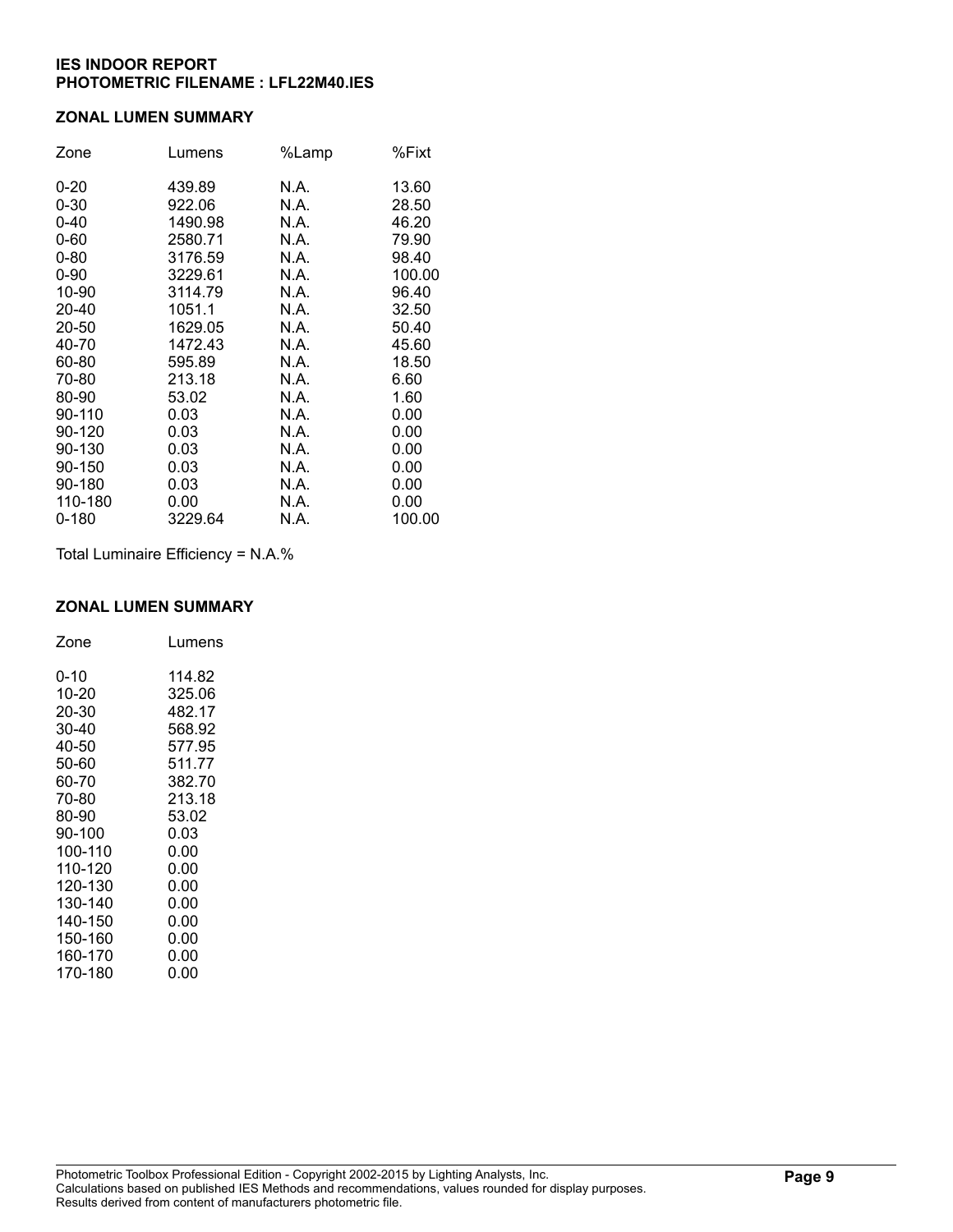**IES INDOOR REPORT**
**PHOTOMETRIC FILENAME : LFL22M40.IES**

## ZONAL LUMEN SUMMARY

| Zone | Lumens | %Lamp | %Fixt |
|---|---|---|---|
| 0-20 | 439.89 | N.A. | 13.60 |
| 0-30 | 922.06 | N.A. | 28.50 |
| 0-40 | 1490.98 | N.A. | 46.20 |
| 0-60 | 2580.71 | N.A. | 79.90 |
| 0-80 | 3176.59 | N.A. | 98.40 |
| 0-90 | 3229.61 | N.A. | 100.00 |
| 10-90 | 3114.79 | N.A. | 96.40 |
| 20-40 | 1051.1 | N.A. | 32.50 |
| 20-50 | 1629.05 | N.A. | 50.40 |
| 40-70 | 1472.43 | N.A. | 45.60 |
| 60-80 | 595.89 | N.A. | 18.50 |
| 70-80 | 213.18 | N.A. | 6.60 |
| 80-90 | 53.02 | N.A. | 1.60 |
| 90-110 | 0.03 | N.A. | 0.00 |
| 90-120 | 0.03 | N.A. | 0.00 |
| 90-130 | 0.03 | N.A. | 0.00 |
| 90-150 | 0.03 | N.A. | 0.00 |
| 90-180 | 0.03 | N.A. | 0.00 |
| 110-180 | 0.00 | N.A. | 0.00 |
| 0-180 | 3229.64 | N.A. | 100.00 |

Total Luminaire Efficiency = N.A.%

## ZONAL LUMEN SUMMARY

| Zone | Lumens |
|---|---|
| 0-10 | 114.82 |
| 10-20 | 325.06 |
| 20-30 | 482.17 |
| 30-40 | 568.92 |
| 40-50 | 577.95 |
| 50-60 | 511.77 |
| 60-70 | 382.70 |
| 70-80 | 213.18 |
| 80-90 | 53.02 |
| 90-100 | 0.03 |
| 100-110 | 0.00 |
| 110-120 | 0.00 |
| 120-130 | 0.00 |
| 130-140 | 0.00 |
| 140-150 | 0.00 |
| 150-160 | 0.00 |
| 160-170 | 0.00 |
| 170-180 | 0.00 |

Photometric Toolbox Professional Edition - Copyright 2002-2015 by Lighting Analysts, Inc.
Calculations based on published IES Methods and recommendations, values rounded for display purposes.
Results derived from content of manufacturers photometric file.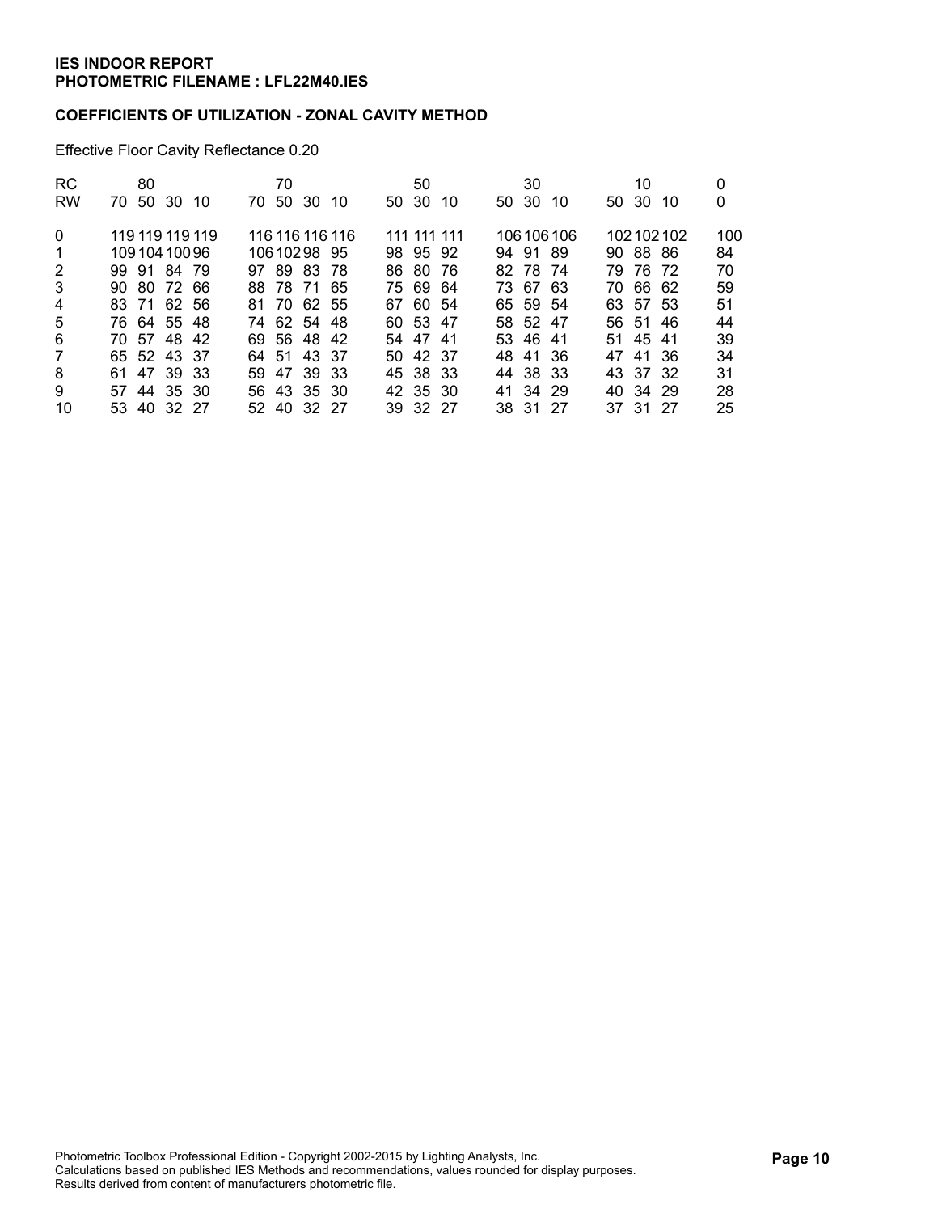**IES INDOOR REPORT**
**PHOTOMETRIC FILENAME : LFL22M40.IES**

**COEFFICIENTS OF UTILIZATION - ZONAL CAVITY METHOD**

Effective Floor Cavity Reflectance 0.20

| RC | 80 | | | | 70 | | | | 50 | | | 30 | | | 10 | | | 0 |
|---|---|---|---|---|---|---|---|---|---|---|---|---|---|---|---|---|---|---|
| RW | 70 | 50 | 30 | 10 | 70 | 50 | 30 | 10 | 50 | 30 | 10 | 50 | 30 | 10 | 50 | 30 | 10 | 0 |
| 0 | 119 | 119 | 119 | 119 | 116 | 116 | 116 | 116 | 111 | 111 | 111 | 106 | 106 | 106 | 102 | 102 | 102 | 100 |
| 1 | 109 | 104 | 100 | 96 | 106 | 102 | 98 | 95 | 98 | 95 | 92 | 94 | 91 | 89 | 90 | 88 | 86 | 84 |
| 2 | 99 | 91 | 84 | 79 | 97 | 89 | 83 | 78 | 86 | 80 | 76 | 82 | 78 | 74 | 79 | 76 | 72 | 70 |
| 3 | 90 | 80 | 72 | 66 | 88 | 78 | 71 | 65 | 75 | 69 | 64 | 73 | 67 | 63 | 70 | 66 | 62 | 59 |
| 4 | 83 | 71 | 62 | 56 | 81 | 70 | 62 | 55 | 67 | 60 | 54 | 65 | 59 | 54 | 63 | 57 | 53 | 51 |
| 5 | 76 | 64 | 55 | 48 | 74 | 62 | 54 | 48 | 60 | 53 | 47 | 58 | 52 | 47 | 56 | 51 | 46 | 44 |
| 6 | 70 | 57 | 48 | 42 | 69 | 56 | 48 | 42 | 54 | 47 | 41 | 53 | 46 | 41 | 51 | 45 | 41 | 39 |
| 7 | 65 | 52 | 43 | 37 | 64 | 51 | 43 | 37 | 50 | 42 | 37 | 48 | 41 | 36 | 47 | 41 | 36 | 34 |
| 8 | 61 | 47 | 39 | 33 | 59 | 47 | 39 | 33 | 45 | 38 | 33 | 44 | 38 | 33 | 43 | 37 | 32 | 31 |
| 9 | 57 | 44 | 35 | 30 | 56 | 43 | 35 | 30 | 42 | 35 | 30 | 41 | 34 | 29 | 40 | 34 | 29 | 28 |
| 10 | 53 | 40 | 32 | 27 | 52 | 40 | 32 | 27 | 39 | 32 | 27 | 38 | 31 | 27 | 37 | 31 | 27 | 25 |

Photometric Toolbox Professional Edition - Copyright 2002-2015 by Lighting Analysts, Inc.
Calculations based on published IES Methods and recommendations, values rounded for display purposes.
Results derived from content of manufacturers photometric file.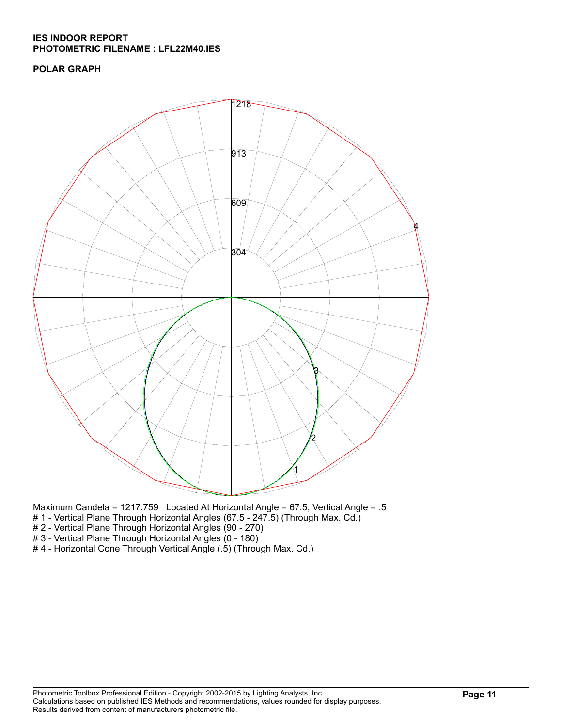**IES INDOOR REPORT**
**PHOTOMETRIC FILENAME : LFL22M40.IES**

**POLAR GRAPH**

1218
913
609
304
4
3
2
1

Maximum Candela = 1217.759 Located At Horizontal Angle = 67.5, Vertical Angle = .5
# 1 - Vertical Plane Through Horizontal Angles (67.5 - 247.5) (Through Max. Cd.)
# 2 - Vertical Plane Through Horizontal Angles (90 - 270)
# 3 - Vertical Plane Through Horizontal Angles (0 - 180)
# 4 - Horizontal Cone Through Vertical Angle (.5) (Through Max. Cd.)

Photometric Toolbox Professional Edition - Copyright 2002-2015 by Lighting Analysts, Inc.
Calculations based on published IES Methods and recommendations, values rounded for display purposes.
Results derived from content of manufacturers photometric file.